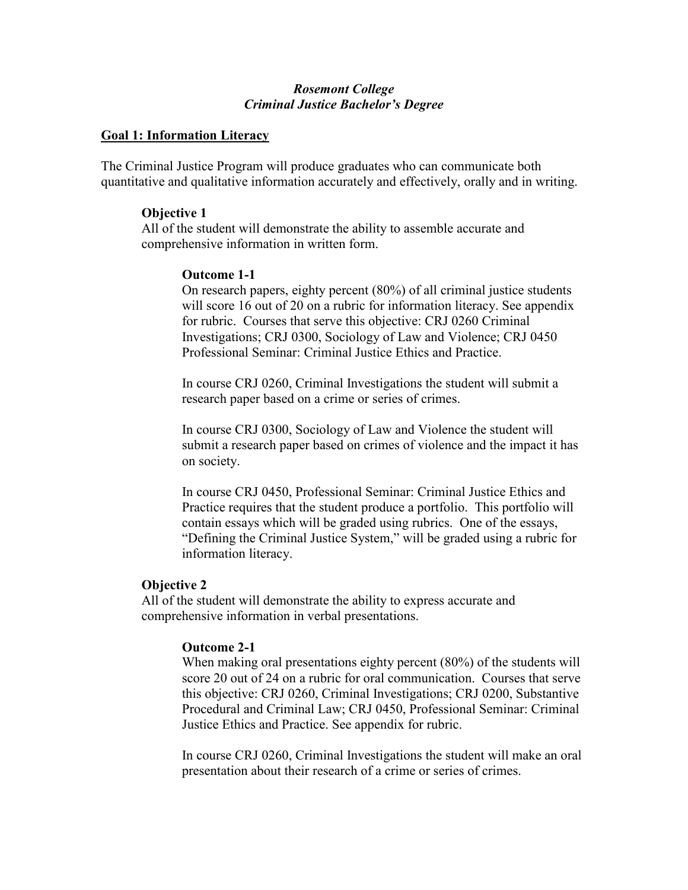***Rosemont College***
***Criminal Justice Bachelor's Degree***

## Goal 1: Information Literacy

The Criminal Justice Program will produce graduates who can communicate both quantitative and qualitative information accurately and effectively, orally and in writing.

### Objective 1

All of the student will demonstrate the ability to assemble accurate and comprehensive information in written form.

#### Outcome 1-1

On research papers, eighty percent (80%) of all criminal justice students will score 16 out of 20 on a rubric for information literacy. See appendix for rubric. Courses that serve this objective: CRJ 0260 Criminal Investigations; CRJ 0300, Sociology of Law and Violence; CRJ 0450 Professional Seminar: Criminal Justice Ethics and Practice.

In course CRJ 0260, Criminal Investigations the student will submit a research paper based on a crime or series of crimes.

In course CRJ 0300, Sociology of Law and Violence the student will submit a research paper based on crimes of violence and the impact it has on society.

In course CRJ 0450, Professional Seminar: Criminal Justice Ethics and Practice requires that the student produce a portfolio. This portfolio will contain essays which will be graded using rubrics. One of the essays, "Defining the Criminal Justice System," will be graded using a rubric for information literacy.

### Objective 2

All of the student will demonstrate the ability to express accurate and comprehensive information in verbal presentations.

#### Outcome 2-1

When making oral presentations eighty percent (80%) of the students will score 20 out of 24 on a rubric for oral communication. Courses that serve this objective: CRJ 0260, Criminal Investigations; CRJ 0200, Substantive Procedural and Criminal Law; CRJ 0450, Professional Seminar: Criminal Justice Ethics and Practice. See appendix for rubric.

In course CRJ 0260, Criminal Investigations the student will make an oral presentation about their research of a crime or series of crimes.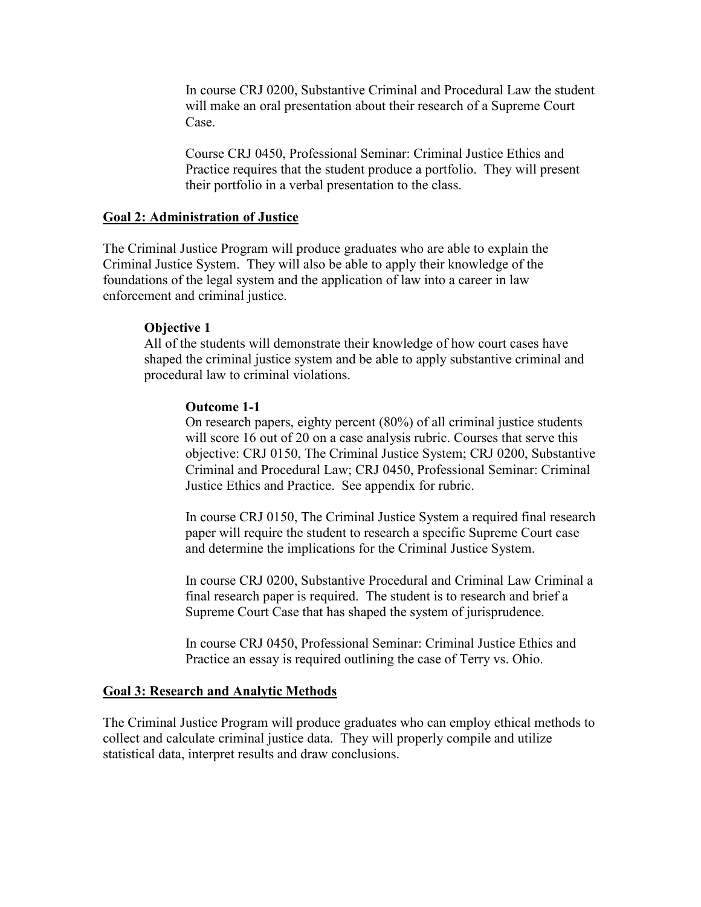In course CRJ 0200, Substantive Criminal and Procedural Law the student will make an oral presentation about their research of a Supreme Court Case.

Course CRJ 0450, Professional Seminar: Criminal Justice Ethics and Practice requires that the student produce a portfolio. They will present their portfolio in a verbal presentation to the class.

## Goal 2: Administration of Justice

The Criminal Justice Program will produce graduates who are able to explain the Criminal Justice System. They will also be able to apply their knowledge of the foundations of the legal system and the application of law into a career in law enforcement and criminal justice.

### Objective 1

All of the students will demonstrate their knowledge of how court cases have shaped the criminal justice system and be able to apply substantive criminal and procedural law to criminal violations.

#### Outcome 1-1

On research papers, eighty percent (80%) of all criminal justice students will score 16 out of 20 on a case analysis rubric. Courses that serve this objective: CRJ 0150, The Criminal Justice System; CRJ 0200, Substantive Criminal and Procedural Law; CRJ 0450, Professional Seminar: Criminal Justice Ethics and Practice. See appendix for rubric.

In course CRJ 0150, The Criminal Justice System a required final research paper will require the student to research a specific Supreme Court case and determine the implications for the Criminal Justice System.

In course CRJ 0200, Substantive Procedural and Criminal Law Criminal a final research paper is required. The student is to research and brief a Supreme Court Case that has shaped the system of jurisprudence.

In course CRJ 0450, Professional Seminar: Criminal Justice Ethics and Practice an essay is required outlining the case of Terry vs. Ohio.

## Goal 3: Research and Analytic Methods

The Criminal Justice Program will produce graduates who can employ ethical methods to collect and calculate criminal justice data. They will properly compile and utilize statistical data, interpret results and draw conclusions.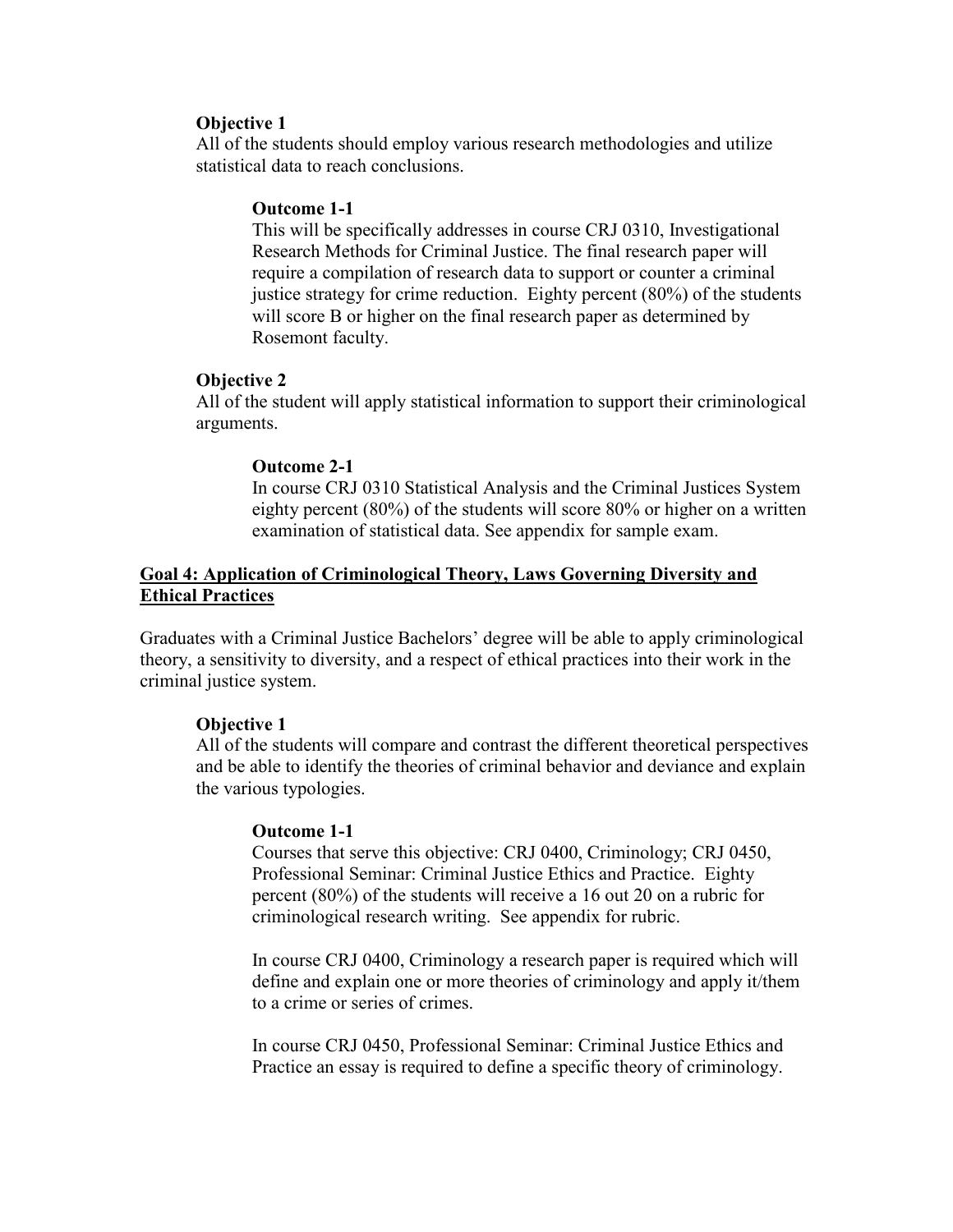**Objective 1**

All of the students should employ various research methodologies and utilize statistical data to reach conclusions.

**Outcome 1-1**

This will be specifically addresses in course CRJ 0310, Investigational Research Methods for Criminal Justice. The final research paper will require a compilation of research data to support or counter a criminal justice strategy for crime reduction. Eighty percent (80%) of the students will score B or higher on the final research paper as determined by Rosemont faculty.

**Objective 2**

All of the student will apply statistical information to support their criminological arguments.

**Outcome 2-1**

In course CRJ 0310 Statistical Analysis and the Criminal Justices System eighty percent (80%) of the students will score 80% or higher on a written examination of statistical data. See appendix for sample exam.

## <u>Goal 4: Application of Criminological Theory, Laws Governing Diversity and Ethical Practices</u>

Graduates with a Criminal Justice Bachelors' degree will be able to apply criminological theory, a sensitivity to diversity, and a respect of ethical practices into their work in the criminal justice system.

**Objective 1**

All of the students will compare and contrast the different theoretical perspectives and be able to identify the theories of criminal behavior and deviance and explain the various typologies.

**Outcome 1-1**

Courses that serve this objective: CRJ 0400, Criminology; CRJ 0450, Professional Seminar: Criminal Justice Ethics and Practice. Eighty percent (80%) of the students will receive a 16 out 20 on a rubric for criminological research writing. See appendix for rubric.

In course CRJ 0400, Criminology a research paper is required which will define and explain one or more theories of criminology and apply it/them to a crime or series of crimes.

In course CRJ 0450, Professional Seminar: Criminal Justice Ethics and Practice an essay is required to define a specific theory of criminology.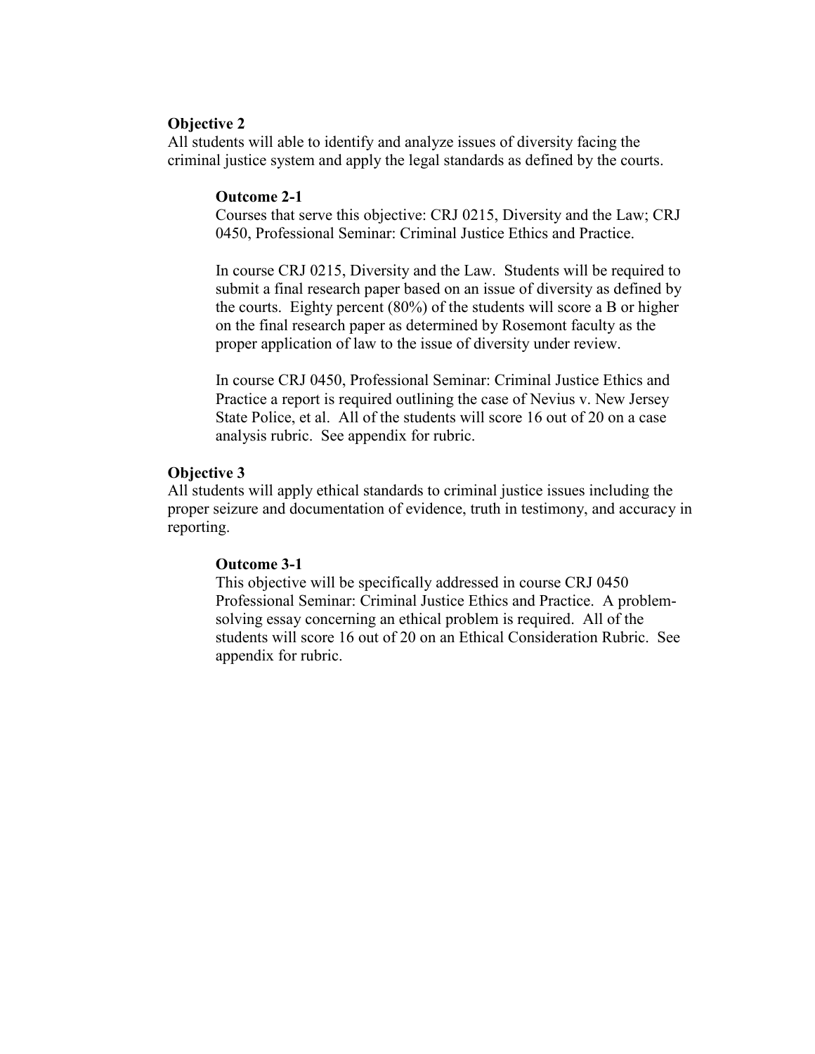**Objective 2**

All students will able to identify and analyze issues of diversity facing the criminal justice system and apply the legal standards as defined by the courts.

**Outcome 2-1**

Courses that serve this objective: CRJ 0215, Diversity and the Law; CRJ 0450, Professional Seminar: Criminal Justice Ethics and Practice.

In course CRJ 0215, Diversity and the Law. Students will be required to submit a final research paper based on an issue of diversity as defined by the courts. Eighty percent (80%) of the students will score a B or higher on the final research paper as determined by Rosemont faculty as the proper application of law to the issue of diversity under review.

In course CRJ 0450, Professional Seminar: Criminal Justice Ethics and Practice a report is required outlining the case of Nevius v. New Jersey State Police, et al. All of the students will score 16 out of 20 on a case analysis rubric. See appendix for rubric.

**Objective 3**

All students will apply ethical standards to criminal justice issues including the proper seizure and documentation of evidence, truth in testimony, and accuracy in reporting.

**Outcome 3-1**

This objective will be specifically addressed in course CRJ 0450 Professional Seminar: Criminal Justice Ethics and Practice. A problem-solving essay concerning an ethical problem is required. All of the students will score 16 out of 20 on an Ethical Consideration Rubric. See appendix for rubric.